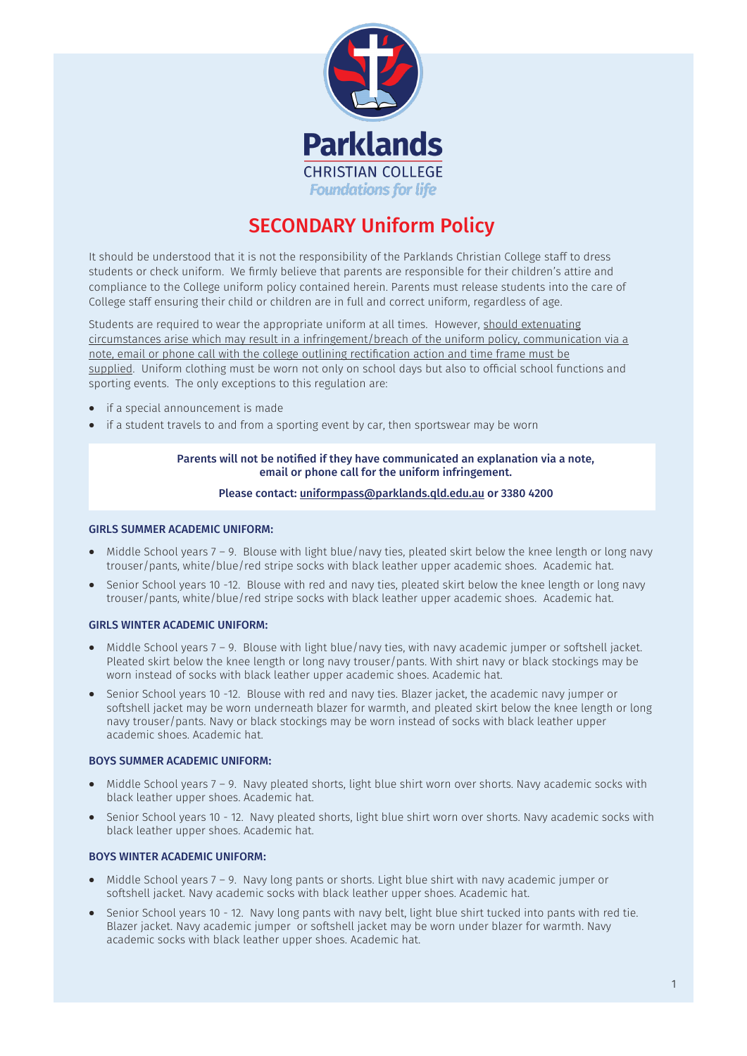Parklands

CHRISTIAN COLLEGE

*Foundations for life*

# SECONDARY Uniform Policy

It should be understood that it is not the responsibility of the Parklands Christian College staff to dress students or check uniform. We firmly believe that parents are responsible for their children's attire and compliance to the College uniform policy contained herein. Parents must release students into the care of College staff ensuring their child or children are in full and correct uniform, regardless of age.

Students are required to wear the appropriate uniform at all times. However, should extenuating circumstances arise which may result in a infringement/breach of the uniform policy, communication via a note, email or phone call with the college outlining rectification action and time frame must be supplied. Uniform clothing must be worn not only on school days but also to official school functions and sporting events. The only exceptions to this regulation are:

- if a special announcement is made
- if a student travels to and from a sporting event by car, then sportswear may be worn

**Parents will not be notified if they have communicated an explanation via a note, email or phone call for the uniform infringement.**

**Please contact: uniformpass@parklands.qld.edu.au or 3380 4200**

### GIRLS SUMMER ACADEMIC UNIFORM:

- Middle School years 7 – 9. Blouse with light blue/navy ties, pleated skirt below the knee length or long navy trouser/pants, white/blue/red stripe socks with black leather upper academic shoes. Academic hat.
- Senior School years 10 -12. Blouse with red and navy ties, pleated skirt below the knee length or long navy trouser/pants, white/blue/red stripe socks with black leather upper academic shoes. Academic hat.

### GIRLS WINTER ACADEMIC UNIFORM:

- Middle School years 7 – 9. Blouse with light blue/navy ties, with navy academic jumper or softshell jacket. Pleated skirt below the knee length or long navy trouser/pants. With shirt navy or black stockings may be worn instead of socks with black leather upper academic shoes. Academic hat.
- Senior School years 10 -12. Blouse with red and navy ties. Blazer jacket, the academic navy jumper or softshell jacket may be worn underneath blazer for warmth, and pleated skirt below the knee length or long navy trouser/pants. Navy or black stockings may be worn instead of socks with black leather upper academic shoes. Academic hat.

### BOYS SUMMER ACADEMIC UNIFORM:

- Middle School years 7 – 9. Navy pleated shorts, light blue shirt worn over shorts. Navy academic socks with black leather upper shoes. Academic hat.
- Senior School years 10 - 12. Navy pleated shorts, light blue shirt worn over shorts. Navy academic socks with black leather upper shoes. Academic hat.

### BOYS WINTER ACADEMIC UNIFORM:

- Middle School years 7 – 9. Navy long pants or shorts. Light blue shirt with navy academic jumper or softshell jacket. Navy academic socks with black leather upper shoes. Academic hat.
- Senior School years 10 - 12. Navy long pants with navy belt, light blue shirt tucked into pants with red tie. Blazer jacket. Navy academic jumper or softshell jacket may be worn under blazer for warmth. Navy academic socks with black leather upper shoes. Academic hat.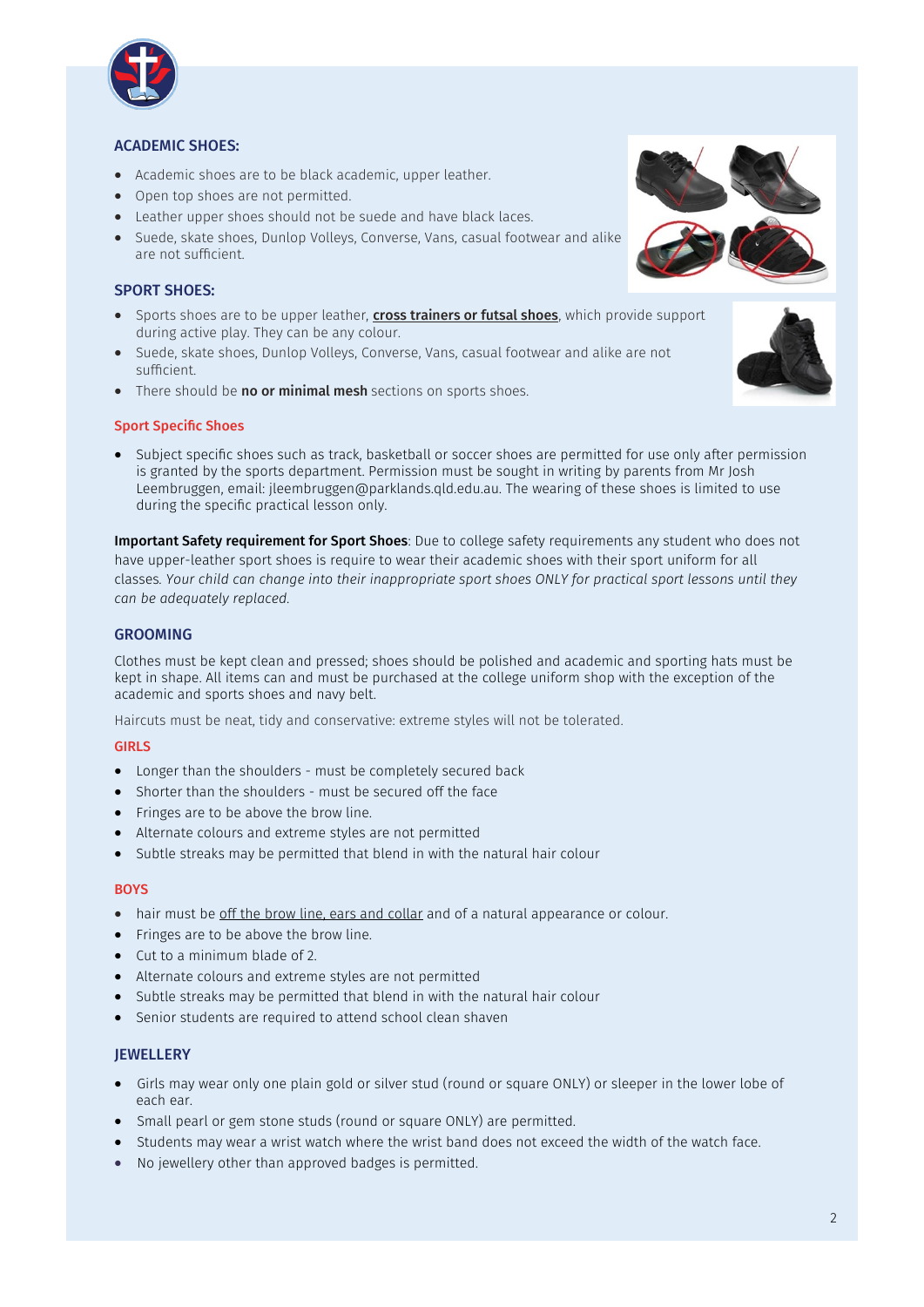## ACADEMIC SHOES:

- Academic shoes are to be black academic, upper leather.
- Open top shoes are not permitted.
- Leather upper shoes should not be suede and have black laces.
- Suede, skate shoes, Dunlop Volleys, Converse, Vans, casual footwear and alike are not sufficient.

## SPORT SHOES:

- Sports shoes are to be upper leather, **cross trainers or futsal shoes**, which provide support during active play. They can be any colour.
- Suede, skate shoes, Dunlop Volleys, Converse, Vans, casual footwear and alike are not sufficient.
- There should be **no or minimal mesh** sections on sports shoes.

### Sport Specific Shoes

- Subject specific shoes such as track, basketball or soccer shoes are permitted for use only after permission is granted by the sports department. Permission must be sought in writing by parents from Mr Josh Leembruggen, email: jleembruggen@parklands.qld.edu.au. The wearing of these shoes is limited to use during the specific practical lesson only.

**Important Safety requirement for Sport Shoes**: Due to college safety requirements any student who does not have upper-leather sport shoes is require to wear their academic shoes with their sport uniform for all classes. *Your child can change into their inappropriate sport shoes ONLY for practical sport lessons until they can be adequately replaced.*

## GROOMING

Clothes must be kept clean and pressed; shoes should be polished and academic and sporting hats must be kept in shape. All items can and must be purchased at the college uniform shop with the exception of the academic and sports shoes and navy belt.

Haircuts must be neat, tidy and conservative: extreme styles will not be tolerated.

### GIRLS

- Longer than the shoulders - must be completely secured back
- Shorter than the shoulders - must be secured off the face
- Fringes are to be above the brow line.
- Alternate colours and extreme styles are not permitted
- Subtle streaks may be permitted that blend in with the natural hair colour

### BOYS

- hair must be off the brow line, ears and collar and of a natural appearance or colour.
- Fringes are to be above the brow line.
- Cut to a minimum blade of 2.
- Alternate colours and extreme styles are not permitted
- Subtle streaks may be permitted that blend in with the natural hair colour
- Senior students are required to attend school clean shaven

## JEWELLERY

- Girls may wear only one plain gold or silver stud (round or square ONLY) or sleeper in the lower lobe of each ear.
- Small pearl or gem stone studs (round or square ONLY) are permitted.
- Students may wear a wrist watch where the wrist band does not exceed the width of the watch face.
- No jewellery other than approved badges is permitted.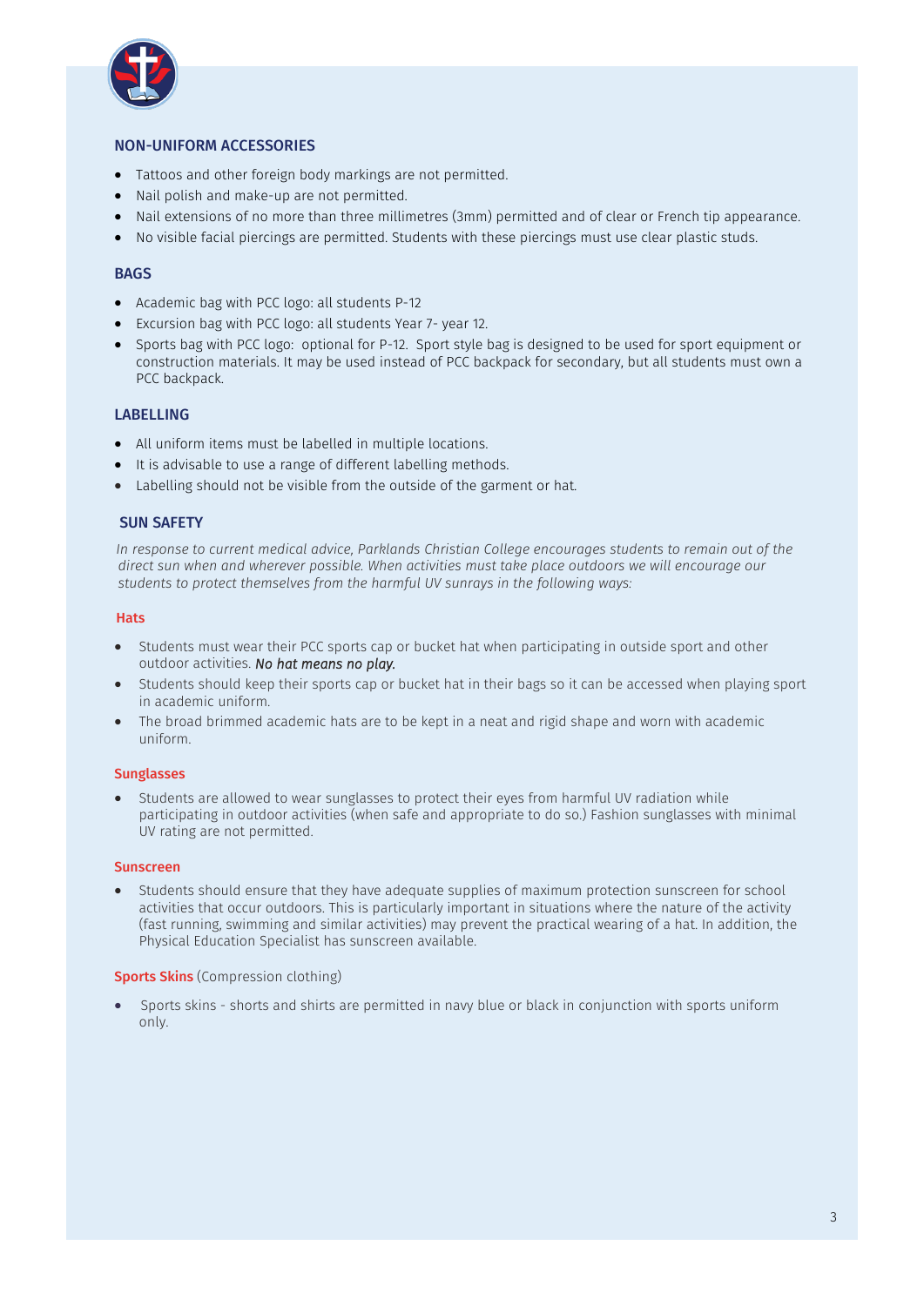## NON-UNIFORM ACCESSORIES

- Tattoos and other foreign body markings are not permitted.
- Nail polish and make-up are not permitted.
- Nail extensions of no more than three millimetres (3mm) permitted and of clear or French tip appearance.
- No visible facial piercings are permitted. Students with these piercings must use clear plastic studs.

## BAGS

- Academic bag with PCC logo: all students P-12
- Excursion bag with PCC logo: all students Year 7- year 12.
- Sports bag with PCC logo: optional for P-12. Sport style bag is designed to be used for sport equipment or construction materials. It may be used instead of PCC backpack for secondary, but all students must own a PCC backpack.

## LABELLING

- All uniform items must be labelled in multiple locations.
- It is advisable to use a range of different labelling methods.
- Labelling should not be visible from the outside of the garment or hat.

## SUN SAFETY

*In response to current medical advice, Parklands Christian College encourages students to remain out of the direct sun when and wherever possible. When activities must take place outdoors we will encourage our students to protect themselves from the harmful UV sunrays in the following ways:*

### Hats

- Students must wear their PCC sports cap or bucket hat when participating in outside sport and other outdoor activities. ***No hat means no play.***
- Students should keep their sports cap or bucket hat in their bags so it can be accessed when playing sport in academic uniform.
- The broad brimmed academic hats are to be kept in a neat and rigid shape and worn with academic uniform.

### Sunglasses

- Students are allowed to wear sunglasses to protect their eyes from harmful UV radiation while participating in outdoor activities (when safe and appropriate to do so.) Fashion sunglasses with minimal UV rating are not permitted.

### Sunscreen

- Students should ensure that they have adequate supplies of maximum protection sunscreen for school activities that occur outdoors. This is particularly important in situations where the nature of the activity (fast running, swimming and similar activities) may prevent the practical wearing of a hat. In addition, the Physical Education Specialist has sunscreen available.

### Sports Skins (Compression clothing)

- Sports skins - shorts and shirts are permitted in navy blue or black in conjunction with sports uniform only.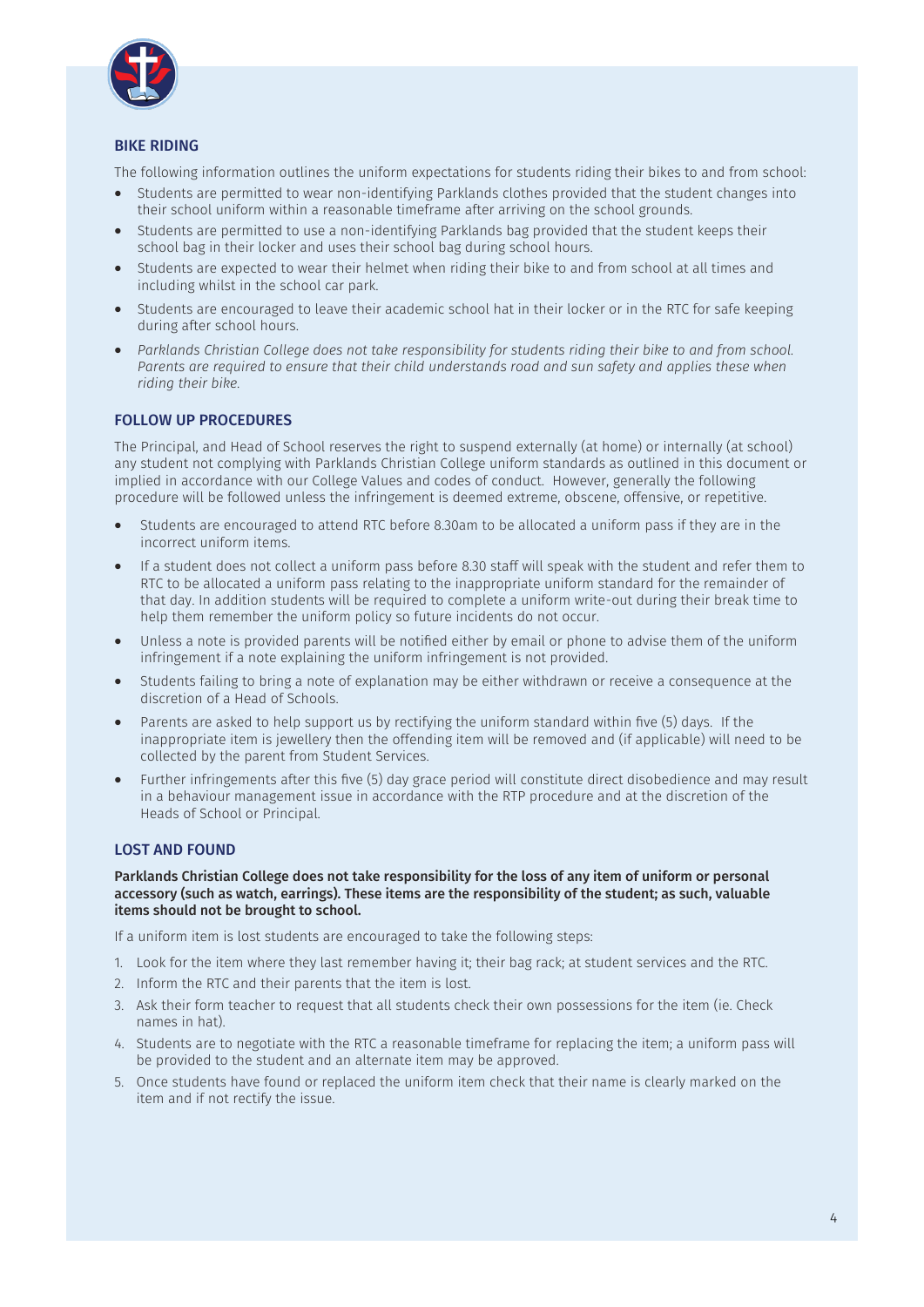## BIKE RIDING

The following information outlines the uniform expectations for students riding their bikes to and from school:

- Students are permitted to wear non-identifying Parklands clothes provided that the student changes into their school uniform within a reasonable timeframe after arriving on the school grounds.
- Students are permitted to use a non-identifying Parklands bag provided that the student keeps their school bag in their locker and uses their school bag during school hours.
- Students are expected to wear their helmet when riding their bike to and from school at all times and including whilst in the school car park.
- Students are encouraged to leave their academic school hat in their locker or in the RTC for safe keeping during after school hours.
- *Parklands Christian College does not take responsibility for students riding their bike to and from school. Parents are required to ensure that their child understands road and sun safety and applies these when riding their bike.*

## FOLLOW UP PROCEDURES

The Principal, and Head of School reserves the right to suspend externally (at home) or internally (at school) any student not complying with Parklands Christian College uniform standards as outlined in this document or implied in accordance with our College Values and codes of conduct. However, generally the following procedure will be followed unless the infringement is deemed extreme, obscene, offensive, or repetitive.

- Students are encouraged to attend RTC before 8.30am to be allocated a uniform pass if they are in the incorrect uniform items.
- If a student does not collect a uniform pass before 8.30 staff will speak with the student and refer them to RTC to be allocated a uniform pass relating to the inappropriate uniform standard for the remainder of that day. In addition students will be required to complete a uniform write-out during their break time to help them remember the uniform policy so future incidents do not occur.
- Unless a note is provided parents will be notified either by email or phone to advise them of the uniform infringement if a note explaining the uniform infringement is not provided.
- Students failing to bring a note of explanation may be either withdrawn or receive a consequence at the discretion of a Head of Schools.
- Parents are asked to help support us by rectifying the uniform standard within five (5) days. If the inappropriate item is jewellery then the offending item will be removed and (if applicable) will need to be collected by the parent from Student Services.
- Further infringements after this five (5) day grace period will constitute direct disobedience and may result in a behaviour management issue in accordance with the RTP procedure and at the discretion of the Heads of School or Principal.

## LOST AND FOUND

**Parklands Christian College does not take responsibility for the loss of any item of uniform or personal accessory (such as watch, earrings). These items are the responsibility of the student; as such, valuable items should not be brought to school.**

If a uniform item is lost students are encouraged to take the following steps:

1. Look for the item where they last remember having it; their bag rack; at student services and the RTC.
2. Inform the RTC and their parents that the item is lost.
3. Ask their form teacher to request that all students check their own possessions for the item (ie. Check names in hat).
4. Students are to negotiate with the RTC a reasonable timeframe for replacing the item; a uniform pass will be provided to the student and an alternate item may be approved.
5. Once students have found or replaced the uniform item check that their name is clearly marked on the item and if not rectify the issue.